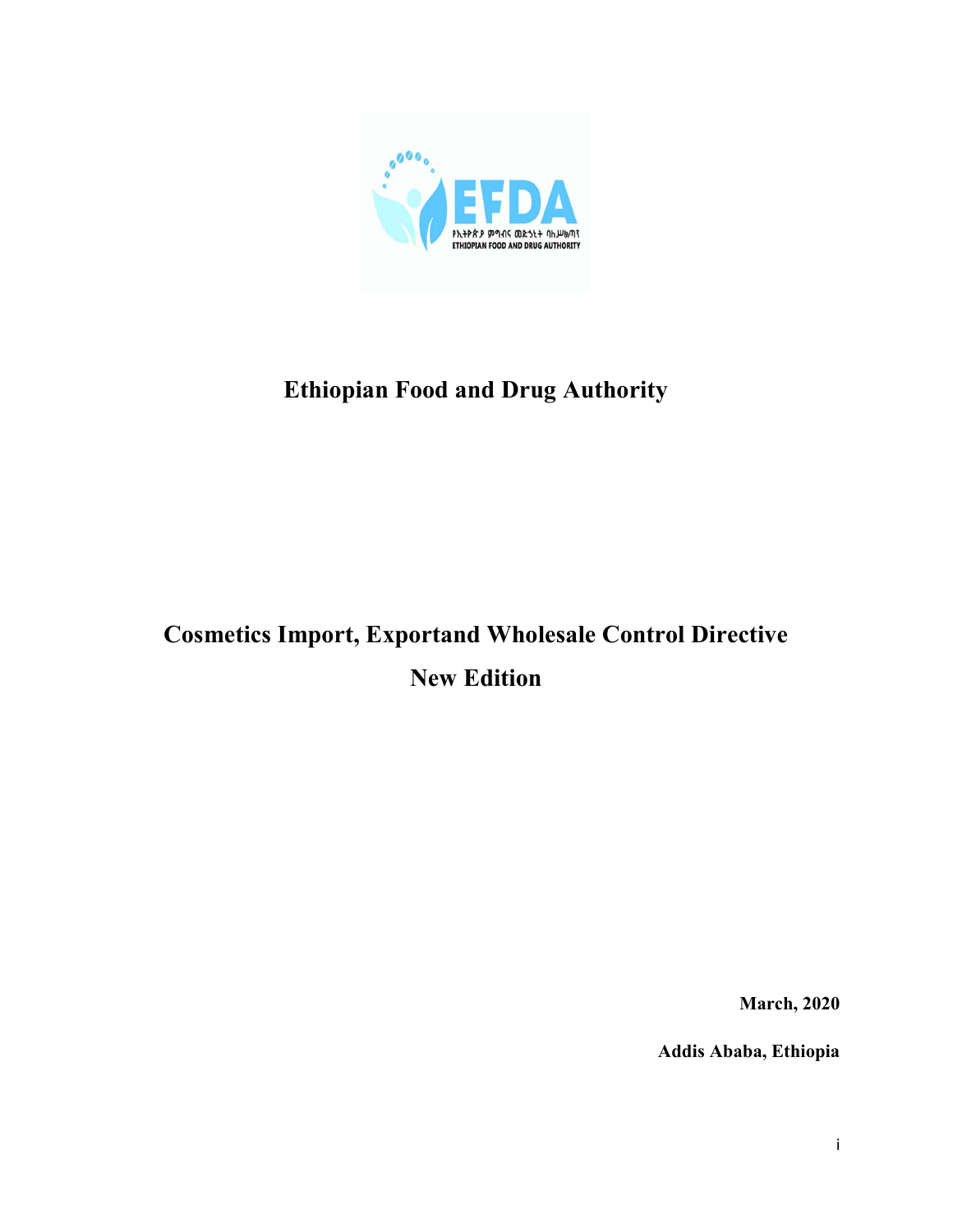# Ethiopian Food and Drug Authority

# Cosmetics Import, Exportand Wholesale Control Directive

## New Edition

**March, 2020**

**Addis Ababa, Ethiopia**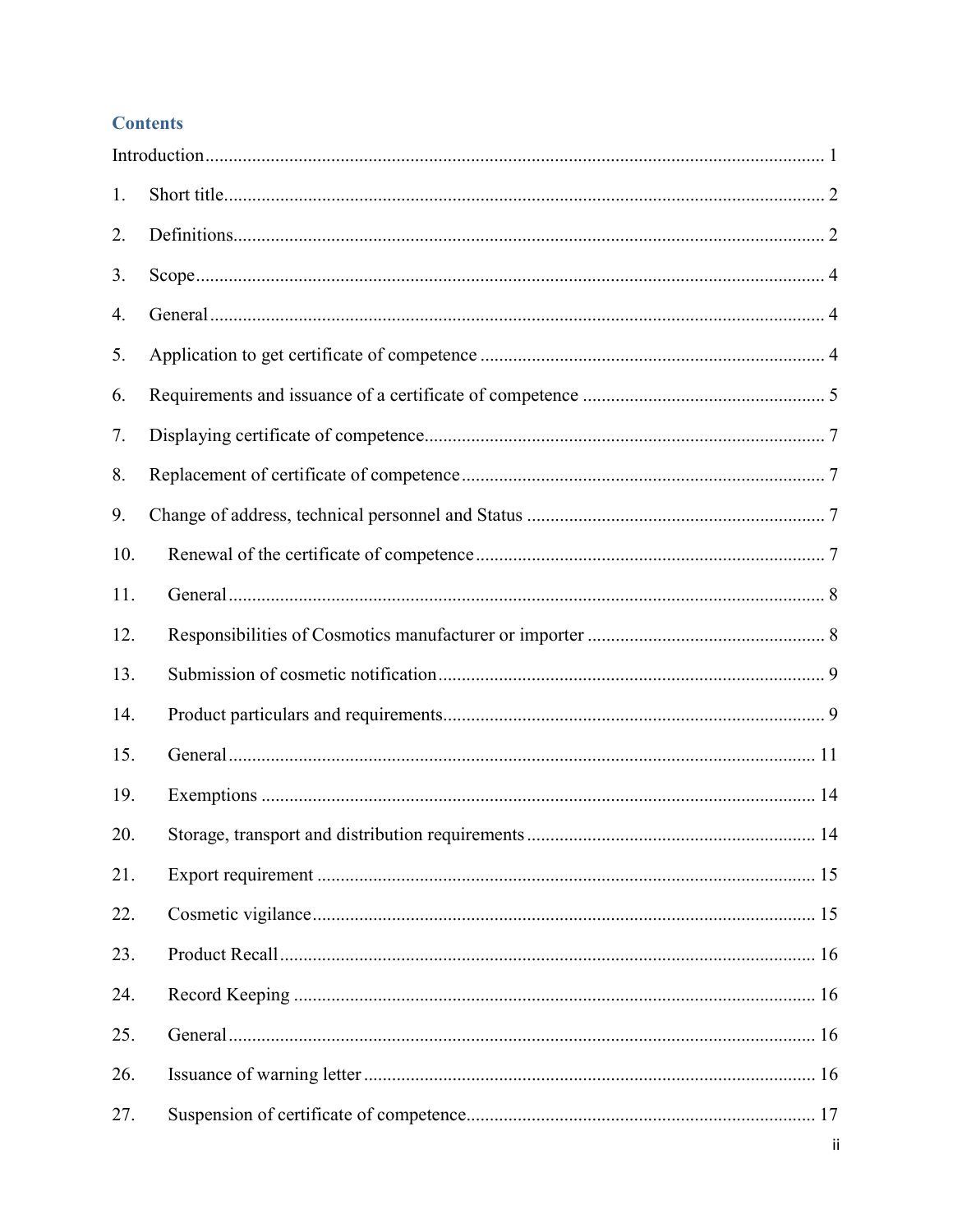## Contents

Introduction ........................................................................................................ 1

1. Short title ........................................................................................................ 2

2. Definitions ........................................................................................................ 2

3. Scope ........................................................................................................ 4

4. General ........................................................................................................ 4

5. Application to get certificate of competence ........................................................................................................ 4

6. Requirements and issuance of a certificate of competence ........................................................................................................ 5

7. Displaying certificate of competence ........................................................................................................ 7

8. Replacement of certificate of competence ........................................................................................................ 7

9. Change of address, technical personnel and Status ........................................................................................................ 7

10. Renewal of the certificate of competence ........................................................................................................ 7

11. General ........................................................................................................ 8

12. Responsibilities of Cosmotics manufacturer or importer ........................................................................................................ 8

13. Submission of cosmetic notification ........................................................................................................ 9

14. Product particulars and requirements ........................................................................................................ 9

15. General ........................................................................................................ 11

19. Exemptions ........................................................................................................ 14

20. Storage, transport and distribution requirements ........................................................................................................ 14

21. Export requirement ........................................................................................................ 15

22. Cosmetic vigilance ........................................................................................................ 15

23. Product Recall ........................................................................................................ 16

24. Record Keeping ........................................................................................................ 16

25. General ........................................................................................................ 16

26. Issuance of warning letter ........................................................................................................ 16

27. Suspension of certificate of competence ........................................................................................................ 17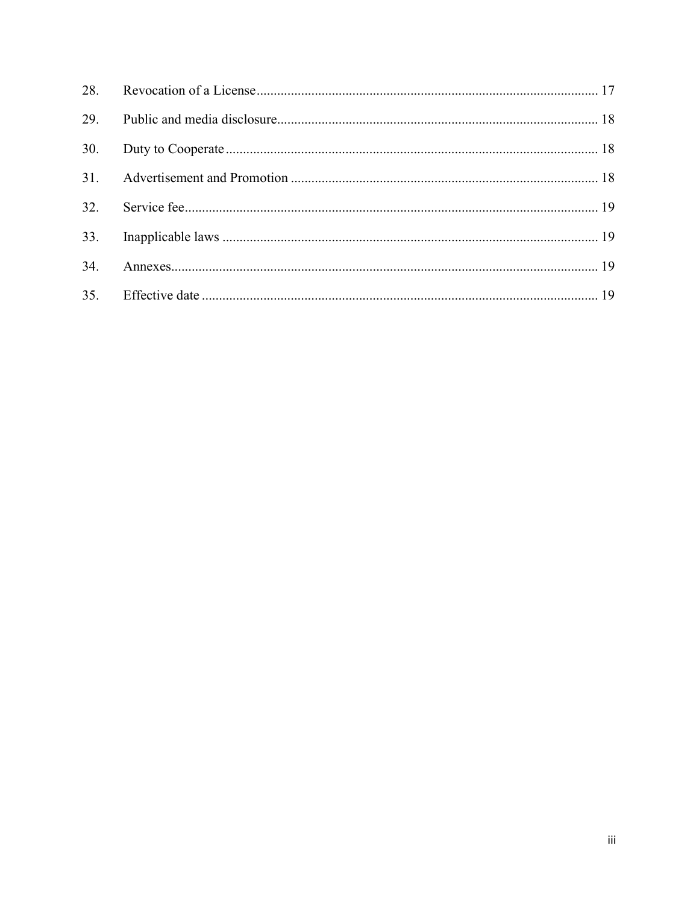| | | |
|---|---|---|
| 28. | Revocation of a License | 17 |
| 29. | Public and media disclosure | 18 |
| 30. | Duty to Cooperate | 18 |
| 31. | Advertisement and Promotion | 18 |
| 32. | Service fee | 19 |
| 33. | Inapplicable laws | 19 |
| 34. | Annexes | 19 |
| 35. | Effective date | 19 |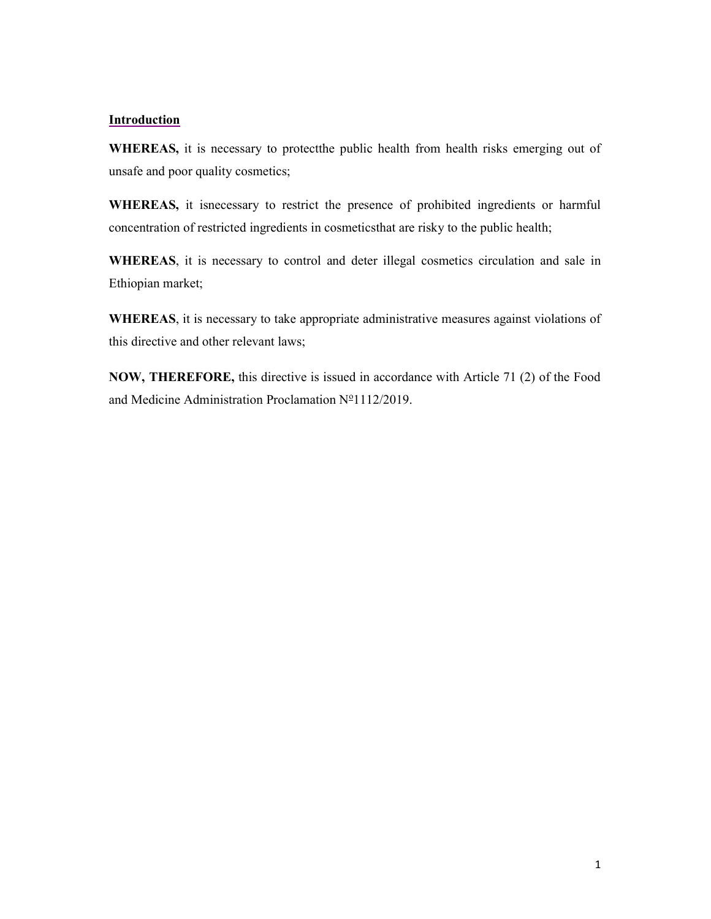## Introduction

**WHEREAS,** it is necessary to protectthe public health from health risks emerging out of unsafe and poor quality cosmetics;

**WHEREAS,** it isnecessary to restrict the presence of prohibited ingredients or harmful concentration of restricted ingredients in cosmeticsthat are risky to the public health;

**WHEREAS**, it is necessary to control and deter illegal cosmetics circulation and sale in Ethiopian market;

**WHEREAS**, it is necessary to take appropriate administrative measures against violations of this directive and other relevant laws;

**NOW, THEREFORE,** this directive is issued in accordance with Article 71 (2) of the Food and Medicine Administration Proclamation №1112/2019.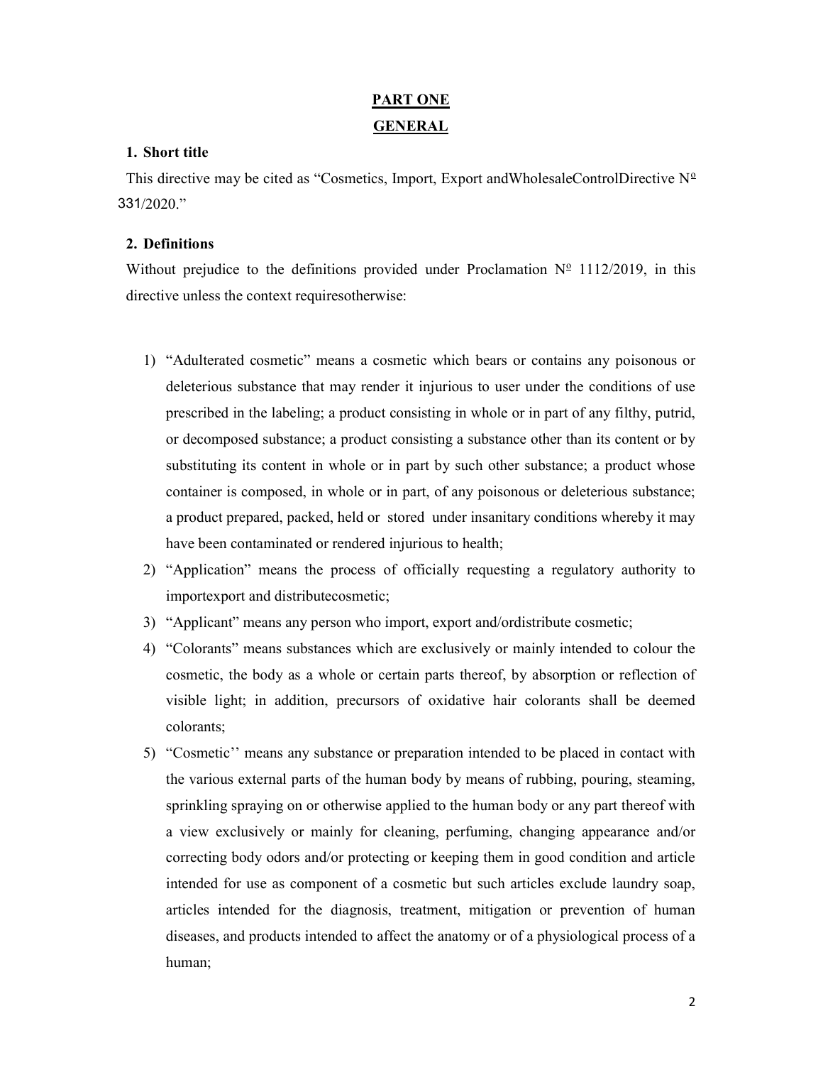## PART ONE

## GENERAL

### 1. Short title

This directive may be cited as "Cosmetics, Import, Export andWholesaleControlDirective Nº 331/2020."

### 2. Definitions

Without prejudice to the definitions provided under Proclamation Nº 1112/2019, in this directive unless the context requiresotherwise:

1) "Adulterated cosmetic" means a cosmetic which bears or contains any poisonous or deleterious substance that may render it injurious to user under the conditions of use prescribed in the labeling; a product consisting in whole or in part of any filthy, putrid, or decomposed substance; a product consisting a substance other than its content or by substituting its content in whole or in part by such other substance; a product whose container is composed, in whole or in part, of any poisonous or deleterious substance; a product prepared, packed, held or stored under insanitary conditions whereby it may have been contaminated or rendered injurious to health;
2) "Application" means the process of officially requesting a regulatory authority to importexport and distributecosmetic;
3) "Applicant" means any person who import, export and/ordistribute cosmetic;
4) "Colorants" means substances which are exclusively or mainly intended to colour the cosmetic, the body as a whole or certain parts thereof, by absorption or reflection of visible light; in addition, precursors of oxidative hair colorants shall be deemed colorants;
5) "Cosmetic'' means any substance or preparation intended to be placed in contact with the various external parts of the human body by means of rubbing, pouring, steaming, sprinkling spraying on or otherwise applied to the human body or any part thereof with a view exclusively or mainly for cleaning, perfuming, changing appearance and/or correcting body odors and/or protecting or keeping them in good condition and article intended for use as component of a cosmetic but such articles exclude laundry soap, articles intended for the diagnosis, treatment, mitigation or prevention of human diseases, and products intended to affect the anatomy or of a physiological process of a human;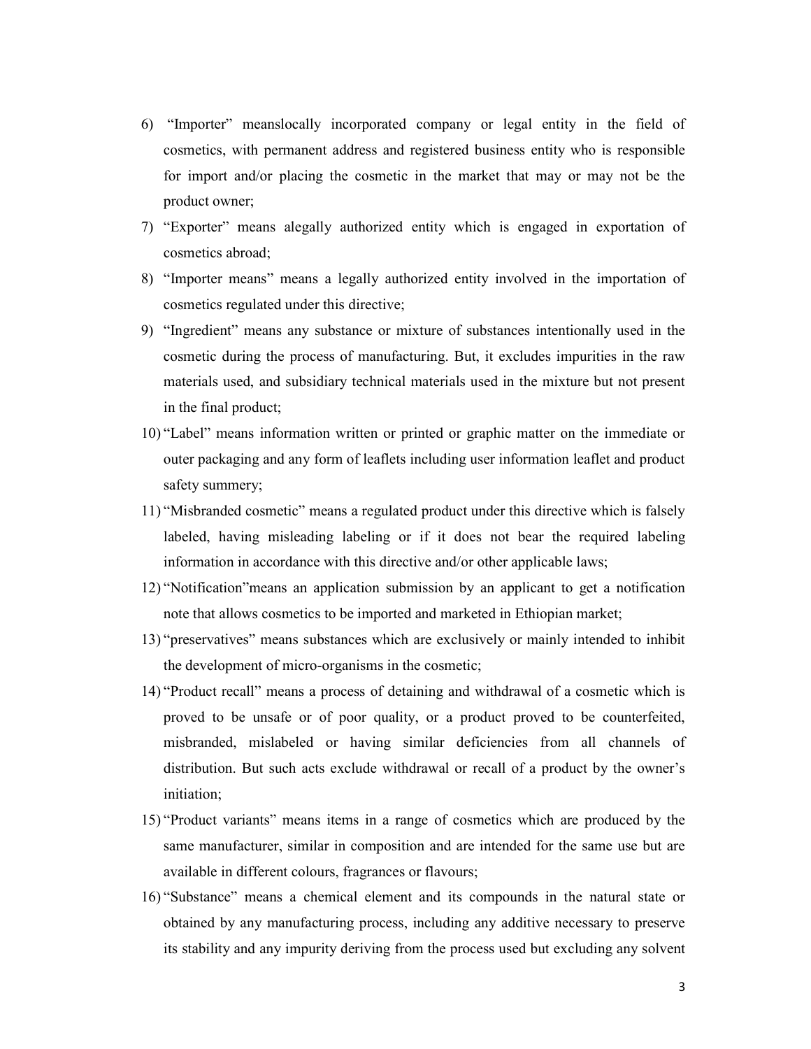6) "Importer" meanslocally incorporated company or legal entity in the field of cosmetics, with permanent address and registered business entity who is responsible for import and/or placing the cosmetic in the market that may or may not be the product owner;
7) "Exporter" means alegally authorized entity which is engaged in exportation of cosmetics abroad;
8) "Importer means" means a legally authorized entity involved in the importation of cosmetics regulated under this directive;
9) "Ingredient" means any substance or mixture of substances intentionally used in the cosmetic during the process of manufacturing. But, it excludes impurities in the raw materials used, and subsidiary technical materials used in the mixture but not present in the final product;
10) "Label" means information written or printed or graphic matter on the immediate or outer packaging and any form of leaflets including user information leaflet and product safety summery;
11) "Misbranded cosmetic" means a regulated product under this directive which is falsely labeled, having misleading labeling or if it does not bear the required labeling information in accordance with this directive and/or other applicable laws;
12) "Notification"means an application submission by an applicant to get a notification note that allows cosmetics to be imported and marketed in Ethiopian market;
13) "preservatives" means substances which are exclusively or mainly intended to inhibit the development of micro-organisms in the cosmetic;
14) "Product recall" means a process of detaining and withdrawal of a cosmetic which is proved to be unsafe or of poor quality, or a product proved to be counterfeited, misbranded, mislabeled or having similar deficiencies from all channels of distribution. But such acts exclude withdrawal or recall of a product by the owner's initiation;
15) "Product variants" means items in a range of cosmetics which are produced by the same manufacturer, similar in composition and are intended for the same use but are available in different colours, fragrances or flavours;
16) "Substance" means a chemical element and its compounds in the natural state or obtained by any manufacturing process, including any additive necessary to preserve its stability and any impurity deriving from the process used but excluding any solvent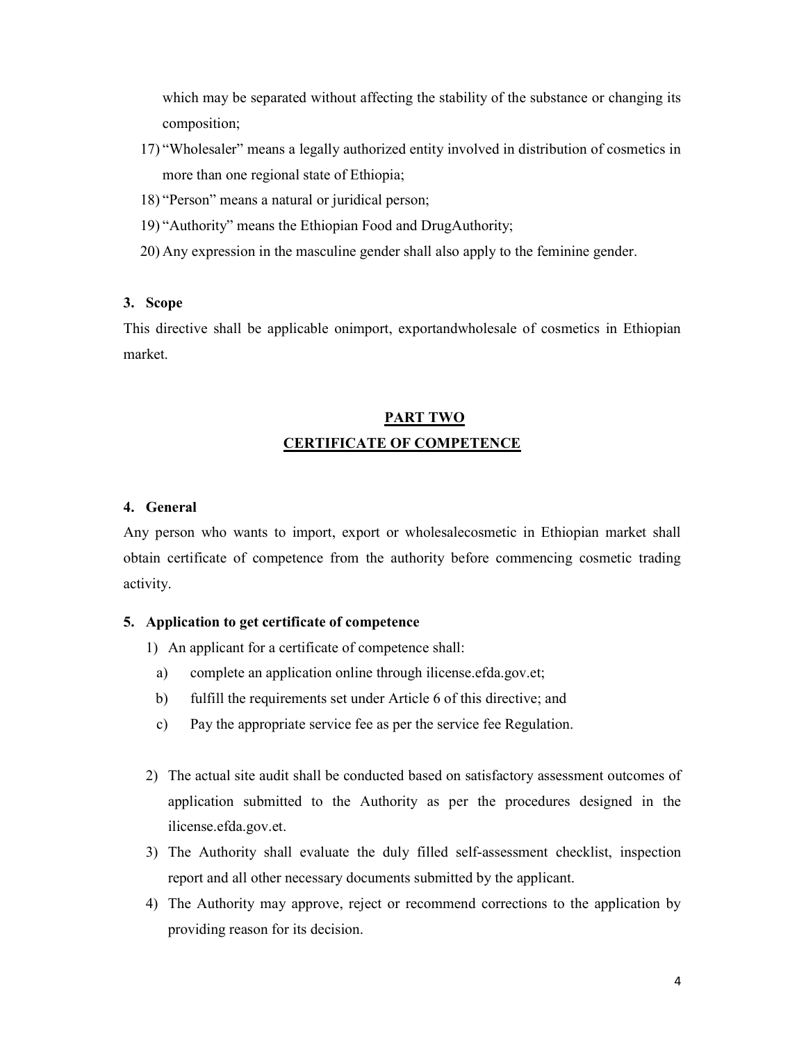which may be separated without affecting the stability of the substance or changing its composition;

17) "Wholesaler" means a legally authorized entity involved in distribution of cosmetics in more than one regional state of Ethiopia;

18) "Person" means a natural or juridical person;

19) "Authority" means the Ethiopian Food and DrugAuthority;

20) Any expression in the masculine gender shall also apply to the feminine gender.

### 3. Scope

This directive shall be applicable onimport, exportandwholesale of cosmetics in Ethiopian market.

## PART TWO

## CERTIFICATE OF COMPETENCE

### 4. General

Any person who wants to import, export or wholesalecosmetic in Ethiopian market shall obtain certificate of competence from the authority before commencing cosmetic trading activity.

### 5. Application to get certificate of competence

1) An applicant for a certificate of competence shall:
   a) complete an application online through ilicense.efda.gov.et;
   b) fulfill the requirements set under Article 6 of this directive; and
   c) Pay the appropriate service fee as per the service fee Regulation.

2) The actual site audit shall be conducted based on satisfactory assessment outcomes of application submitted to the Authority as per the procedures designed in the ilicense.efda.gov.et.

3) The Authority shall evaluate the duly filled self-assessment checklist, inspection report and all other necessary documents submitted by the applicant.

4) The Authority may approve, reject or recommend corrections to the application by providing reason for its decision.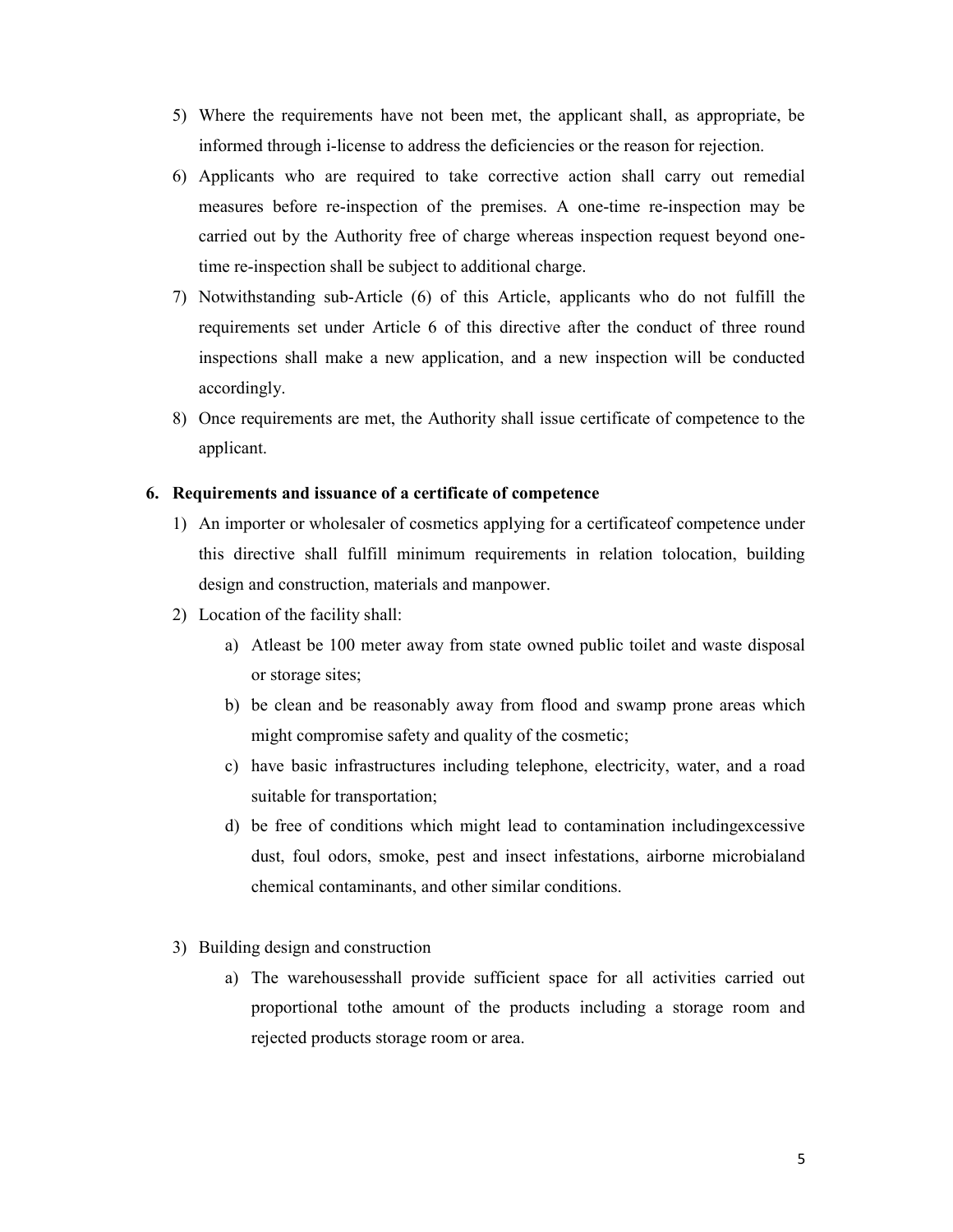5) Where the requirements have not been met, the applicant shall, as appropriate, be informed through i-license to address the deficiencies or the reason for rejection.
6) Applicants who are required to take corrective action shall carry out remedial measures before re-inspection of the premises. A one-time re-inspection may be carried out by the Authority free of charge whereas inspection request beyond one-time re-inspection shall be subject to additional charge.
7) Notwithstanding sub-Article (6) of this Article, applicants who do not fulfill the requirements set under Article 6 of this directive after the conduct of three round inspections shall make a new application, and a new inspection will be conducted accordingly.
8) Once requirements are met, the Authority shall issue certificate of competence to the applicant.

**6. Requirements and issuance of a certificate of competence**

1) An importer or wholesaler of cosmetics applying for a certificateof competence under this directive shall fulfill minimum requirements in relation tolocation, building design and construction, materials and manpower.
2) Location of the facility shall:
   a) Atleast be 100 meter away from state owned public toilet and waste disposal or storage sites;
   b) be clean and be reasonably away from flood and swamp prone areas which might compromise safety and quality of the cosmetic;
   c) have basic infrastructures including telephone, electricity, water, and a road suitable for transportation;
   d) be free of conditions which might lead to contamination includingexcessive dust, foul odors, smoke, pest and insect infestations, airborne microbialand chemical contaminants, and other similar conditions.

3) Building design and construction
   a) The warehousesshall provide sufficient space for all activities carried out proportional tothe amount of the products including a storage room and rejected products storage room or area.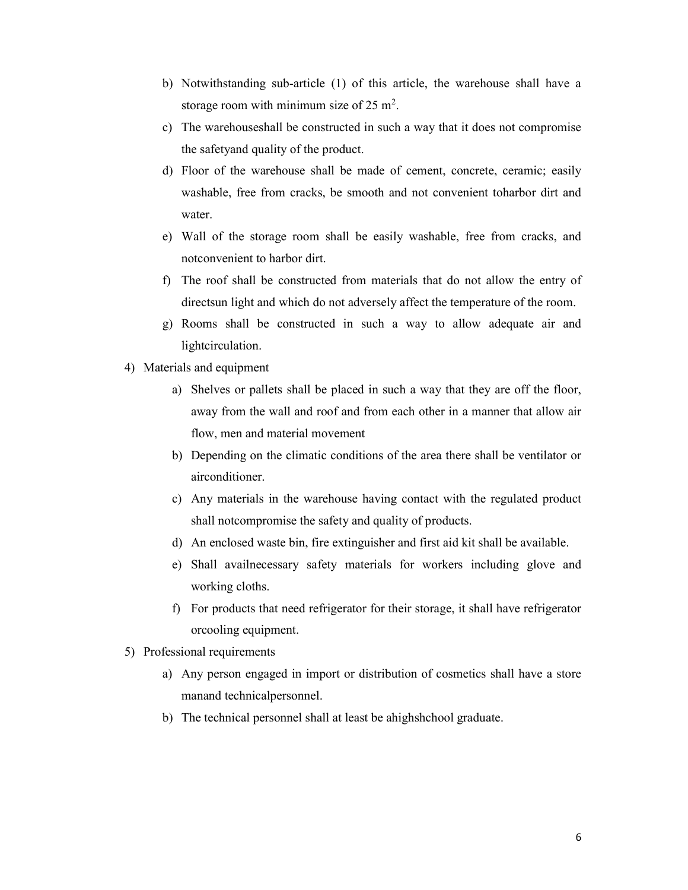b) Notwithstanding sub-article (1) of this article, the warehouse shall have a storage room with minimum size of 25 $m^2$.

c) The warehouseshall be constructed in such a way that it does not compromise the safetyand quality of the product.

d) Floor of the warehouse shall be made of cement, concrete, ceramic; easily washable, free from cracks, be smooth and not convenient toharbor dirt and water.

e) Wall of the storage room shall be easily washable, free from cracks, and notconvenient to harbor dirt.

f) The roof shall be constructed from materials that do not allow the entry of directsun light and which do not adversely affect the temperature of the room.

g) Rooms shall be constructed in such a way to allow adequate air and lightcirculation.

4) Materials and equipment

   a) Shelves or pallets shall be placed in such a way that they are off the floor, away from the wall and roof and from each other in a manner that allow air flow, men and material movement

   b) Depending on the climatic conditions of the area there shall be ventilator or airconditioner.

   c) Any materials in the warehouse having contact with the regulated product shall notcompromise the safety and quality of products.

   d) An enclosed waste bin, fire extinguisher and first aid kit shall be available.

   e) Shall availnecessary safety materials for workers including glove and working cloths.

   f) For products that need refrigerator for their storage, it shall have refrigerator orcooling equipment.

5) Professional requirements

   a) Any person engaged in import or distribution of cosmetics shall have a store manand technicalpersonnel.

   b) The technical personnel shall at least be ahighshchool graduate.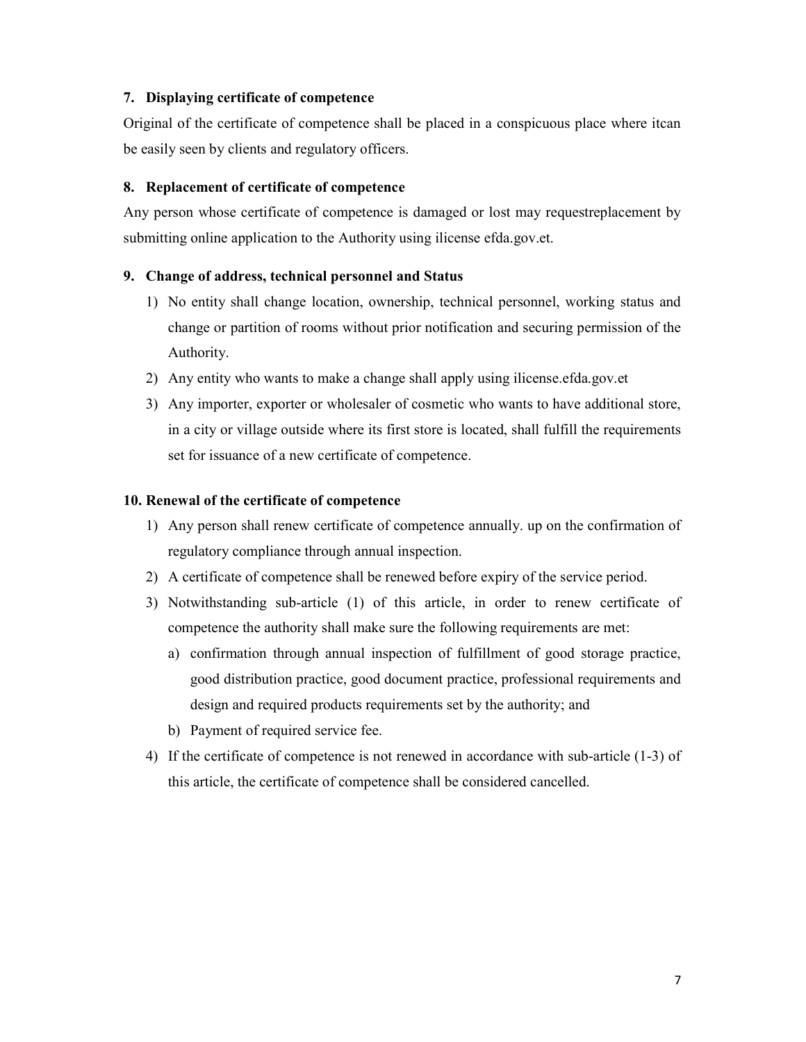### 7. Displaying certificate of competence

Original of the certificate of competence shall be placed in a conspicuous place where itcan be easily seen by clients and regulatory officers.

### 8. Replacement of certificate of competence

Any person whose certificate of competence is damaged or lost may requestreplacement by submitting online application to the Authority using ilicense efda.gov.et.

### 9. Change of address, technical personnel and Status

1) No entity shall change location, ownership, technical personnel, working status and change or partition of rooms without prior notification and securing permission of the Authority.
2) Any entity who wants to make a change shall apply using ilicense.efda.gov.et
3) Any importer, exporter or wholesaler of cosmetic who wants to have additional store, in a city or village outside where its first store is located, shall fulfill the requirements set for issuance of a new certificate of competence.

### 10. Renewal of the certificate of competence

1) Any person shall renew certificate of competence annually. up on the confirmation of regulatory compliance through annual inspection.
2) A certificate of competence shall be renewed before expiry of the service period.
3) Notwithstanding sub-article (1) of this article, in order to renew certificate of competence the authority shall make sure the following requirements are met:
   a) confirmation through annual inspection of fulfillment of good storage practice, good distribution practice, good document practice, professional requirements and design and required products requirements set by the authority; and
   b) Payment of required service fee.
4) If the certificate of competence is not renewed in accordance with sub-article (1-3) of this article, the certificate of competence shall be considered cancelled.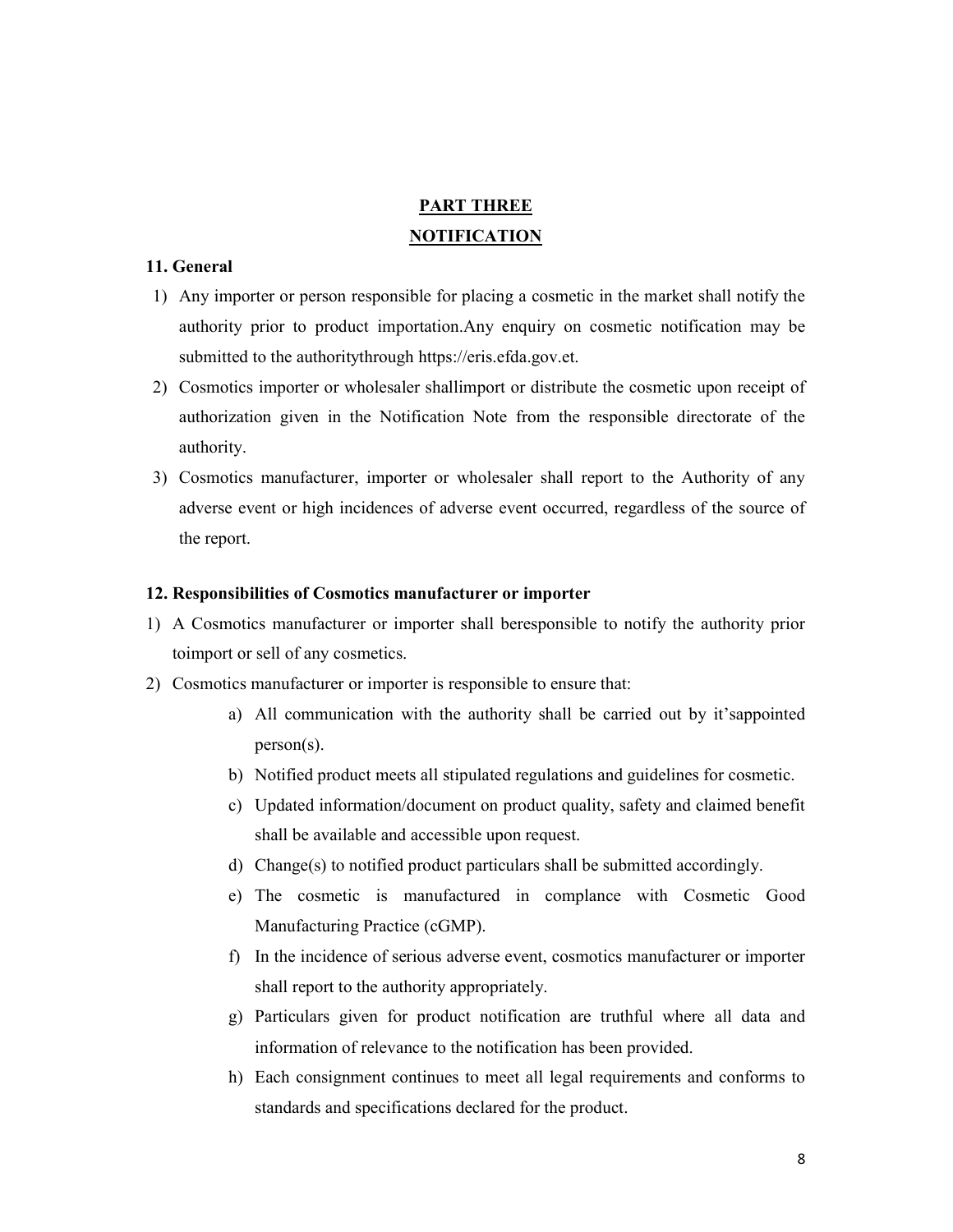## PART THREE

## NOTIFICATION

**11. General**

1) Any importer or person responsible for placing a cosmetic in the market shall notify the authority prior to product importation.Any enquiry on cosmetic notification may be submitted to the authoritythrough https://eris.efda.gov.et.
2) Cosmotics importer or wholesaler shallimport or distribute the cosmetic upon receipt of authorization given in the Notification Note from the responsible directorate of the authority.
3) Cosmotics manufacturer, importer or wholesaler shall report to the Authority of any adverse event or high incidences of adverse event occurred, regardless of the source of the report.

**12. Responsibilities of Cosmotics manufacturer or importer**

1) A Cosmotics manufacturer or importer shall beresponsible to notify the authority prior toimport or sell of any cosmetics.
2) Cosmotics manufacturer or importer is responsible to ensure that:
    a) All communication with the authority shall be carried out by it'sappointed person(s).
    b) Notified product meets all stipulated regulations and guidelines for cosmetic.
    c) Updated information/document on product quality, safety and claimed benefit shall be available and accessible upon request.
    d) Change(s) to notified product particulars shall be submitted accordingly.
    e) The cosmetic is manufactured in complance with Cosmetic Good Manufacturing Practice (cGMP).
    f) In the incidence of serious adverse event, cosmotics manufacturer or importer shall report to the authority appropriately.
    g) Particulars given for product notification are truthful where all data and information of relevance to the notification has been provided.
    h) Each consignment continues to meet all legal requirements and conforms to standards and specifications declared for the product.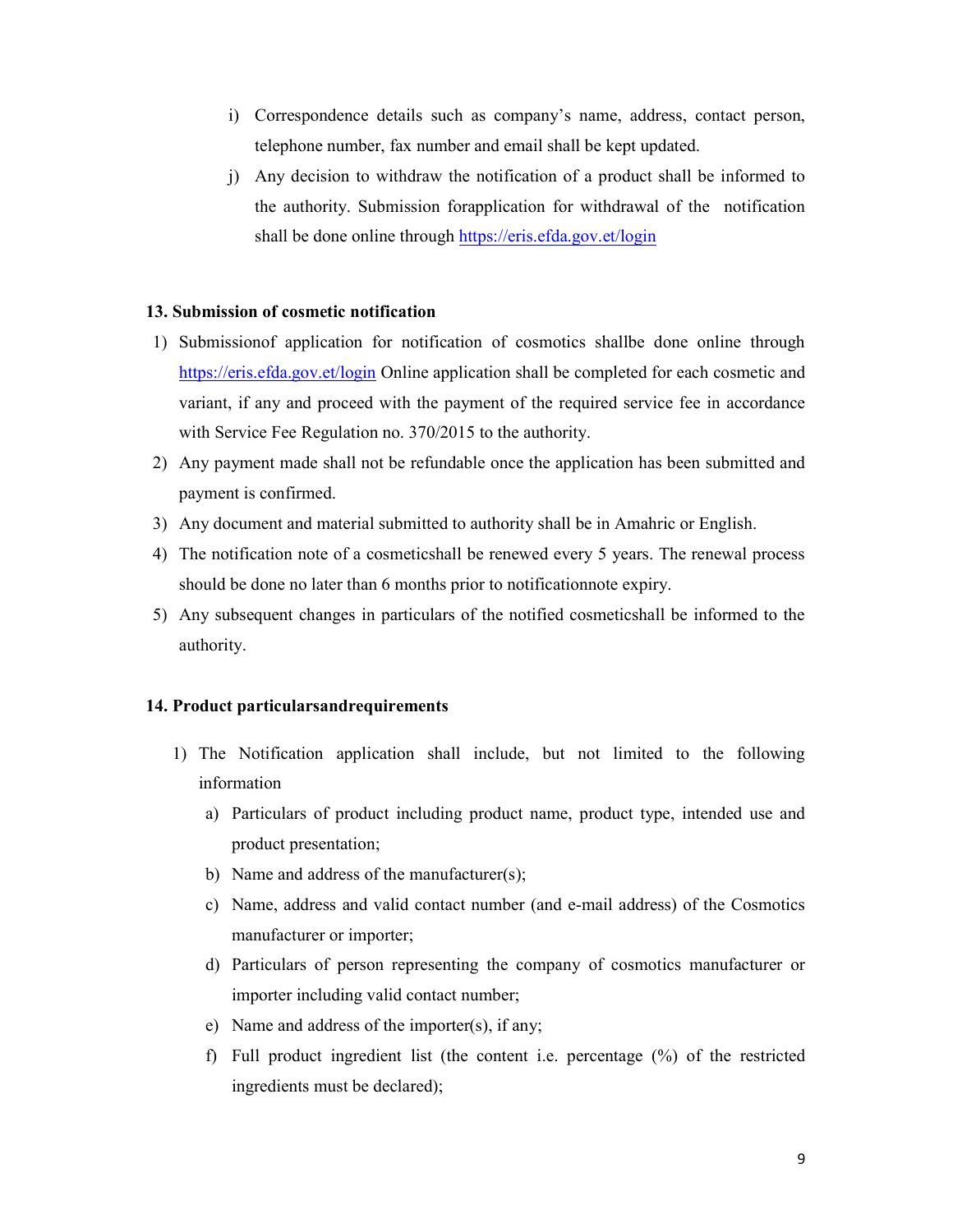i) Correspondence details such as company's name, address, contact person, telephone number, fax number and email shall be kept updated.

j) Any decision to withdraw the notification of a product shall be informed to the authority. Submission forapplication for withdrawal of the notification shall be done online through https://eris.efda.gov.et/login

**13. Submission of cosmetic notification**

1) Submissionof application for notification of cosmotics shallbe done online through https://eris.efda.gov.et/login Online application shall be completed for each cosmetic and variant, if any and proceed with the payment of the required service fee in accordance with Service Fee Regulation no. 370/2015 to the authority.
2) Any payment made shall not be refundable once the application has been submitted and payment is confirmed.
3) Any document and material submitted to authority shall be in Amahric or English.
4) The notification note of a cosmeticshall be renewed every 5 years. The renewal process should be done no later than 6 months prior to notificationnote expiry.
5) Any subsequent changes in particulars of the notified cosmeticshall be informed to the authority.

**14. Product particularsandrequirements**

1) The Notification application shall include, but not limited to the following information
   a) Particulars of product including product name, product type, intended use and product presentation;
   b) Name and address of the manufacturer(s);
   c) Name, address and valid contact number (and e-mail address) of the Cosmotics manufacturer or importer;
   d) Particulars of person representing the company of cosmotics manufacturer or importer including valid contact number;
   e) Name and address of the importer(s), if any;
   f) Full product ingredient list (the content i.e. percentage (%) of the restricted ingredients must be declared);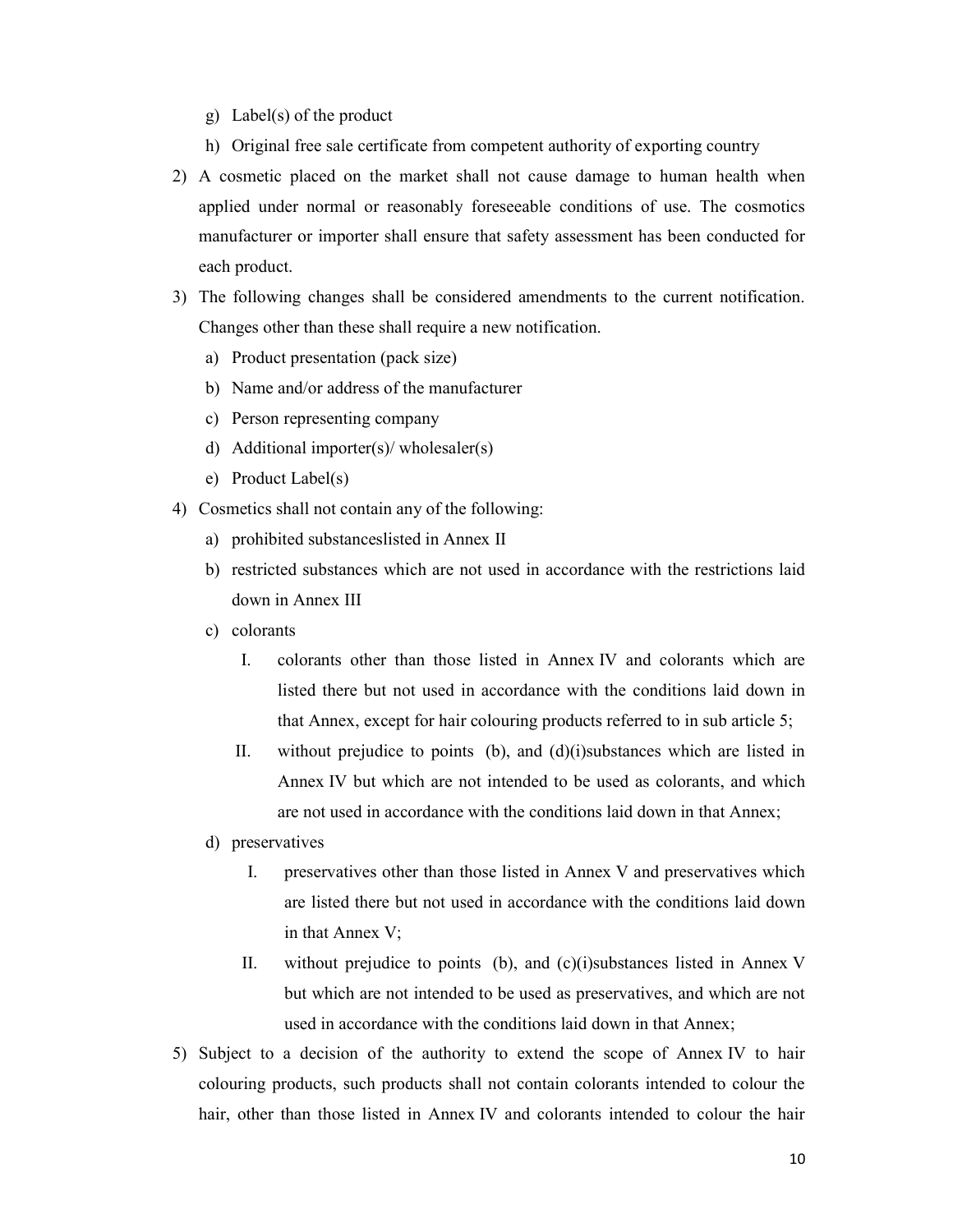g) Label(s) of the product
   h) Original free sale certificate from competent authority of exporting country

2) A cosmetic placed on the market shall not cause damage to human health when applied under normal or reasonably foreseeable conditions of use. The cosmotics manufacturer or importer shall ensure that safety assessment has been conducted for each product.

3) The following changes shall be considered amendments to the current notification. Changes other than these shall require a new notification.
   a) Product presentation (pack size)
   b) Name and/or address of the manufacturer
   c) Person representing company
   d) Additional importer(s)/ wholesaler(s)
   e) Product Label(s)

4) Cosmetics shall not contain any of the following:
   a) prohibited substanceslisted in Annex II
   b) restricted substances which are not used in accordance with the restrictions laid down in Annex III
   c) colorants
      I. colorants other than those listed in Annex IV and colorants which are listed there but not used in accordance with the conditions laid down in that Annex, except for hair colouring products referred to in sub article 5;
      II. without prejudice to points (b), and (d)(i)substances which are listed in Annex IV but which are not intended to be used as colorants, and which are not used in accordance with the conditions laid down in that Annex;
   d) preservatives
      I. preservatives other than those listed in Annex V and preservatives which are listed there but not used in accordance with the conditions laid down in that Annex V;
      II. without prejudice to points (b), and (c)(i)substances listed in Annex V but which are not intended to be used as preservatives, and which are not used in accordance with the conditions laid down in that Annex;

5) Subject to a decision of the authority to extend the scope of Annex IV to hair colouring products, such products shall not contain colorants intended to colour the hair, other than those listed in Annex IV and colorants intended to colour the hair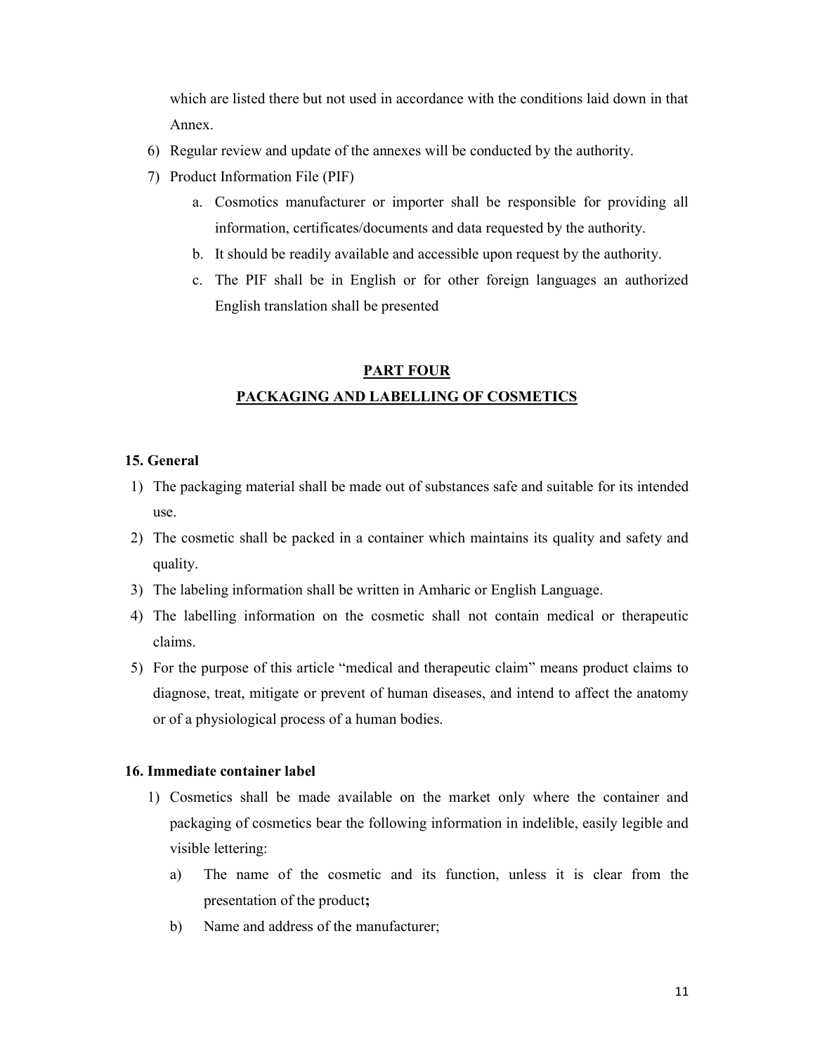which are listed there but not used in accordance with the conditions laid down in that Annex.

6) Regular review and update of the annexes will be conducted by the authority.
7) Product Information File (PIF)
    a. Cosmotics manufacturer or importer shall be responsible for providing all information, certificates/documents and data requested by the authority.
    b. It should be readily available and accessible upon request by the authority.
    c. The PIF shall be in English or for other foreign languages an authorized English translation shall be presented

## PART FOUR
## PACKAGING AND LABELLING OF COSMETICS

### 15. General

1) The packaging material shall be made out of substances safe and suitable for its intended use.
2) The cosmetic shall be packed in a container which maintains its quality and safety and quality.
3) The labeling information shall be written in Amharic or English Language.
4) The labelling information on the cosmetic shall not contain medical or therapeutic claims.
5) For the purpose of this article "medical and therapeutic claim" means product claims to diagnose, treat, mitigate or prevent of human diseases, and intend to affect the anatomy or of a physiological process of a human bodies.

### 16. Immediate container label

1) Cosmetics shall be made available on the market only where the container and packaging of cosmetics bear the following information in indelible, easily legible and visible lettering:
    a) The name of the cosmetic and its function, unless it is clear from the presentation of the product**;**
    b) Name and address of the manufacturer;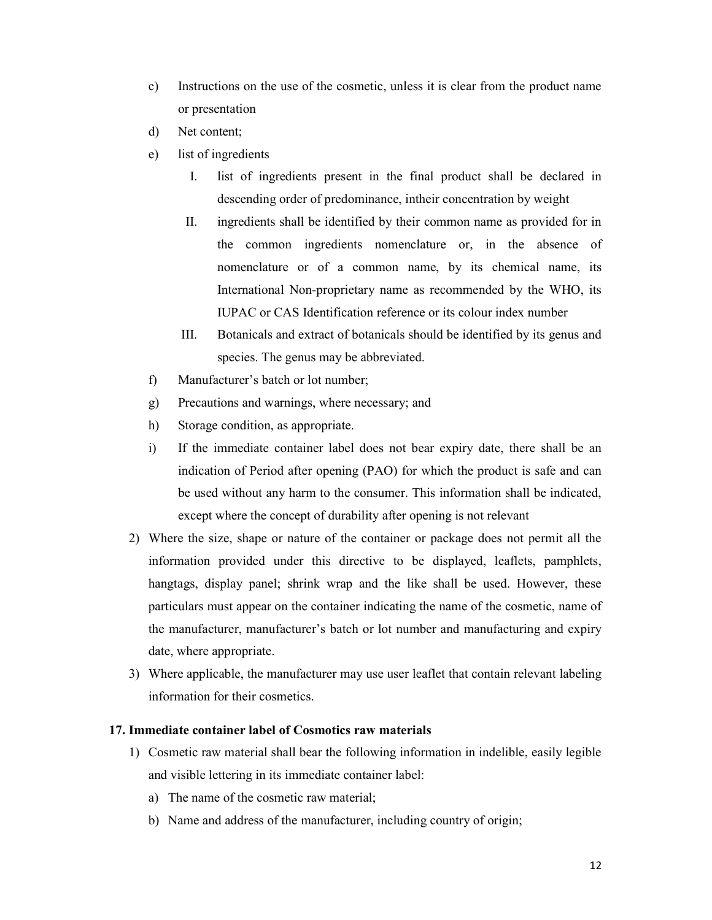c) Instructions on the use of the cosmetic, unless it is clear from the product name or presentation

d) Net content;

e) list of ingredients

   I. list of ingredients present in the final product shall be declared in descending order of predominance, intheir concentration by weight

   II. ingredients shall be identified by their common name as provided for in the common ingredients nomenclature or, in the absence of nomenclature or of a common name, by its chemical name, its International Non-proprietary name as recommended by the WHO, its IUPAC or CAS Identification reference or its colour index number

   III. Botanicals and extract of botanicals should be identified by its genus and species. The genus may be abbreviated.

f) Manufacturer's batch or lot number;

g) Precautions and warnings, where necessary; and

h) Storage condition, as appropriate.

i) If the immediate container label does not bear expiry date, there shall be an indication of Period after opening (PAO) for which the product is safe and can be used without any harm to the consumer. This information shall be indicated, except where the concept of durability after opening is not relevant

2) Where the size, shape or nature of the container or package does not permit all the information provided under this directive to be displayed, leaflets, pamphlets, hangtags, display panel; shrink wrap and the like shall be used. However, these particulars must appear on the container indicating the name of the cosmetic, name of the manufacturer, manufacturer's batch or lot number and manufacturing and expiry date, where appropriate.

3) Where applicable, the manufacturer may use user leaflet that contain relevant labeling information for their cosmetics.

**17. Immediate container label of Cosmotics raw materials**

1) Cosmetic raw material shall bear the following information in indelible, easily legible and visible lettering in its immediate container label:

   a) The name of the cosmetic raw material;

   b) Name and address of the manufacturer, including country of origin;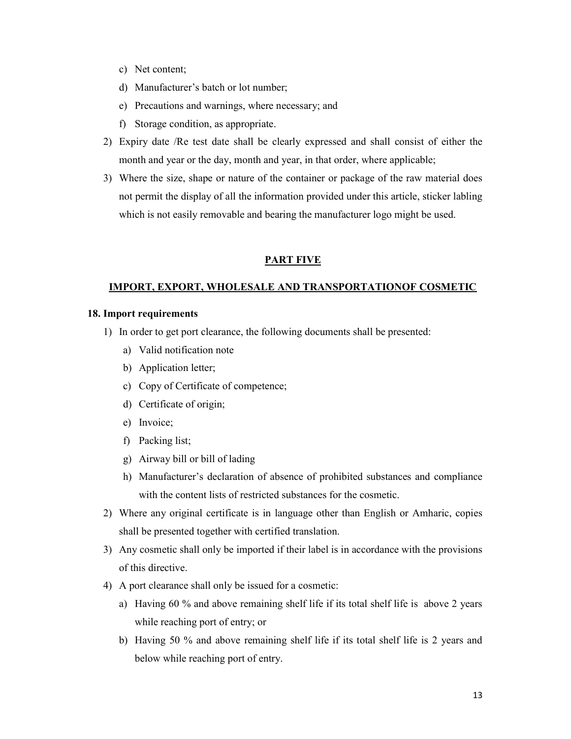c) Net content;
   d) Manufacturer's batch or lot number;
   e) Precautions and warnings, where necessary; and
   f) Storage condition, as appropriate.

2) Expiry date /Re test date shall be clearly expressed and shall consist of either the month and year or the day, month and year, in that order, where applicable;
3) Where the size, shape or nature of the container or package of the raw material does not permit the display of all the information provided under this article, sticker labling which is not easily removable and bearing the manufacturer logo might be used.

## PART FIVE

## IMPORT, EXPORT, WHOLESALE AND TRANSPORTATIONOF COSMETIC

### 18. Import requirements

1) In order to get port clearance, the following documents shall be presented:
   a) Valid notification note
   b) Application letter;
   c) Copy of Certificate of competence;
   d) Certificate of origin;
   e) Invoice;
   f) Packing list;
   g) Airway bill or bill of lading
   h) Manufacturer's declaration of absence of prohibited substances and compliance with the content lists of restricted substances for the cosmetic.
2) Where any original certificate is in language other than English or Amharic, copies shall be presented together with certified translation.
3) Any cosmetic shall only be imported if their label is in accordance with the provisions of this directive.
4) A port clearance shall only be issued for a cosmetic:
   a) Having 60 % and above remaining shelf life if its total shelf life is above 2 years while reaching port of entry; or
   b) Having 50 % and above remaining shelf life if its total shelf life is 2 years and below while reaching port of entry.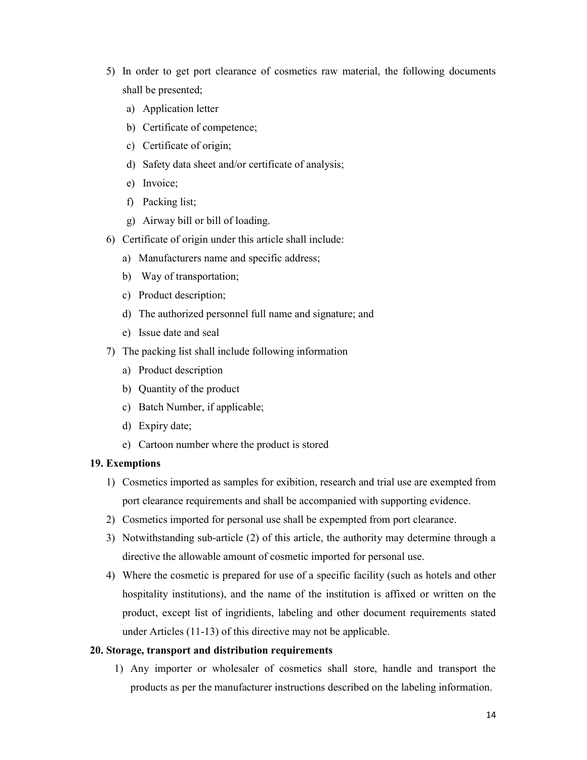5) In order to get port clearance of cosmetics raw material, the following documents shall be presented;
   a) Application letter
   b) Certificate of competence;
   c) Certificate of origin;
   d) Safety data sheet and/or certificate of analysis;
   e) Invoice;
   f) Packing list;
   g) Airway bill or bill of loading.
6) Certificate of origin under this article shall include:
   a) Manufacturers name and specific address;
   b) Way of transportation;
   c) Product description;
   d) The authorized personnel full name and signature; and
   e) Issue date and seal
7) The packing list shall include following information
   a) Product description
   b) Quantity of the product
   c) Batch Number, if applicable;
   d) Expiry date;
   e) Cartoon number where the product is stored

**19. Exemptions**

1) Cosmetics imported as samples for exibition, research and trial use are exempted from port clearance requirements and shall be accompanied with supporting evidence.
2) Cosmetics imported for personal use shall be expempted from port clearance.
3) Notwithstanding sub-article (2) of this article, the authority may determine through a directive the allowable amount of cosmetic imported for personal use.
4) Where the cosmetic is prepared for use of a specific facility (such as hotels and other hospitality institutions), and the name of the institution is affixed or written on the product, except list of ingridients, labeling and other document requirements stated under Articles (11-13) of this directive may not be applicable.

**20. Storage, transport and distribution requirements**

1) Any importer or wholesaler of cosmetics shall store, handle and transport the products as per the manufacturer instructions described on the labeling information.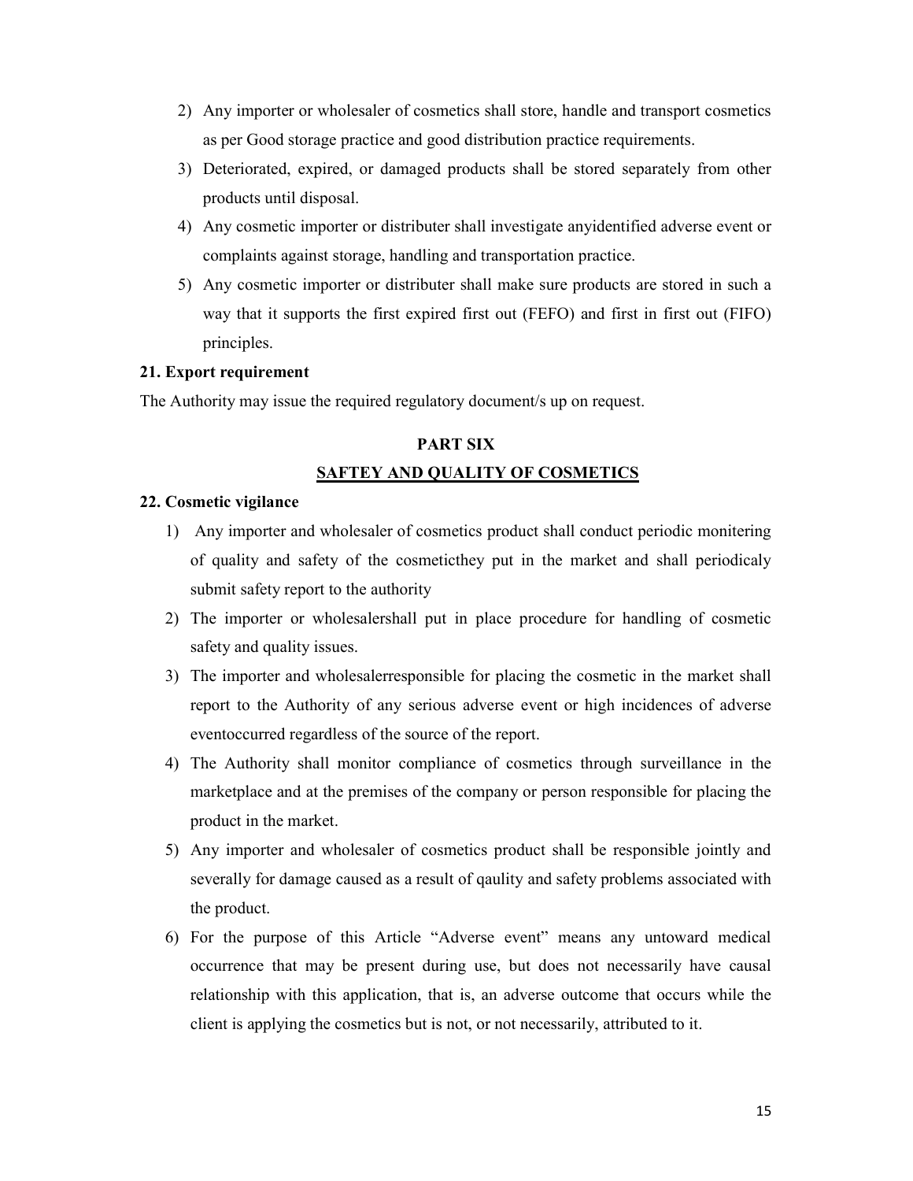2) Any importer or wholesaler of cosmetics shall store, handle and transport cosmetics as per Good storage practice and good distribution practice requirements.
3) Deteriorated, expired, or damaged products shall be stored separately from other products until disposal.
4) Any cosmetic importer or distributer shall investigate anyidentified adverse event or complaints against storage, handling and transportation practice.
5) Any cosmetic importer or distributer shall make sure products are stored in such a way that it supports the first expired first out (FEFO) and first in first out (FIFO) principles.

**21. Export requirement**

The Authority may issue the required regulatory document/s up on request.

## PART SIX

## SAFTEY AND QUALITY OF COSMETICS

**22. Cosmetic vigilance**

1) Any importer and wholesaler of cosmetics product shall conduct periodic monitering of quality and safety of the cosmeticthey put in the market and shall periodicaly submit safety report to the authority
2) The importer or wholesalershall put in place procedure for handling of cosmetic safety and quality issues.
3) The importer and wholesalerresponsible for placing the cosmetic in the market shall report to the Authority of any serious adverse event or high incidences of adverse eventoccurred regardless of the source of the report.
4) The Authority shall monitor compliance of cosmetics through surveillance in the marketplace and at the premises of the company or person responsible for placing the product in the market.
5) Any importer and wholesaler of cosmetics product shall be responsible jointly and severally for damage caused as a result of qaulity and safety problems associated with the product.
6) For the purpose of this Article "Adverse event" means any untoward medical occurrence that may be present during use, but does not necessarily have causal relationship with this application, that is, an adverse outcome that occurs while the client is applying the cosmetics but is not, or not necessarily, attributed to it.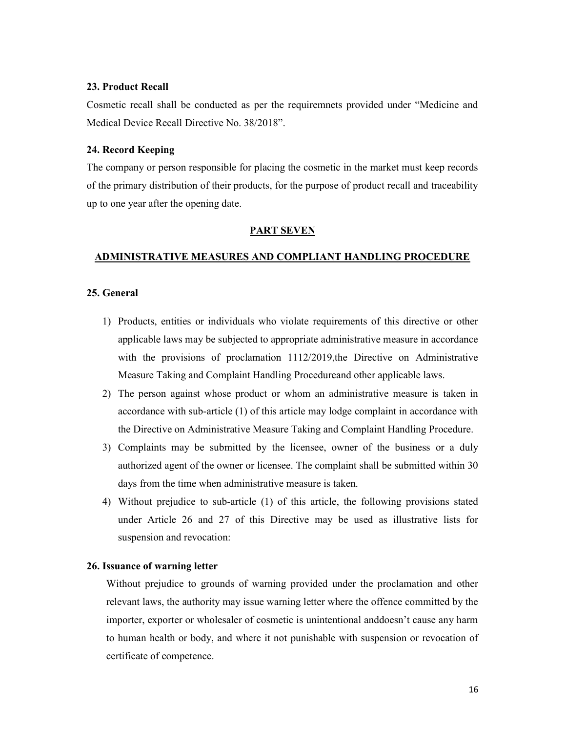### 23. Product Recall

Cosmetic recall shall be conducted as per the requiremnets provided under "Medicine and Medical Device Recall Directive No. 38/2018".

### 24. Record Keeping

The company or person responsible for placing the cosmetic in the market must keep records of the primary distribution of their products, for the purpose of product recall and traceability up to one year after the opening date.

## PART SEVEN

## ADMINISTRATIVE MEASURES AND COMPLIANT HANDLING PROCEDURE

### 25. General

1) Products, entities or individuals who violate requirements of this directive or other applicable laws may be subjected to appropriate administrative measure in accordance with the provisions of proclamation 1112/2019,the Directive on Administrative Measure Taking and Complaint Handling Procedureand other applicable laws.
2) The person against whose product or whom an administrative measure is taken in accordance with sub-article (1) of this article may lodge complaint in accordance with the Directive on Administrative Measure Taking and Complaint Handling Procedure.
3) Complaints may be submitted by the licensee, owner of the business or a duly authorized agent of the owner or licensee. The complaint shall be submitted within 30 days from the time when administrative measure is taken.
4) Without prejudice to sub-article (1) of this article, the following provisions stated under Article 26 and 27 of this Directive may be used as illustrative lists for suspension and revocation:

### 26. Issuance of warning letter

Without prejudice to grounds of warning provided under the proclamation and other relevant laws, the authority may issue warning letter where the offence committed by the importer, exporter or wholesaler of cosmetic is unintentional anddoesn't cause any harm to human health or body, and where it not punishable with suspension or revocation of certificate of competence.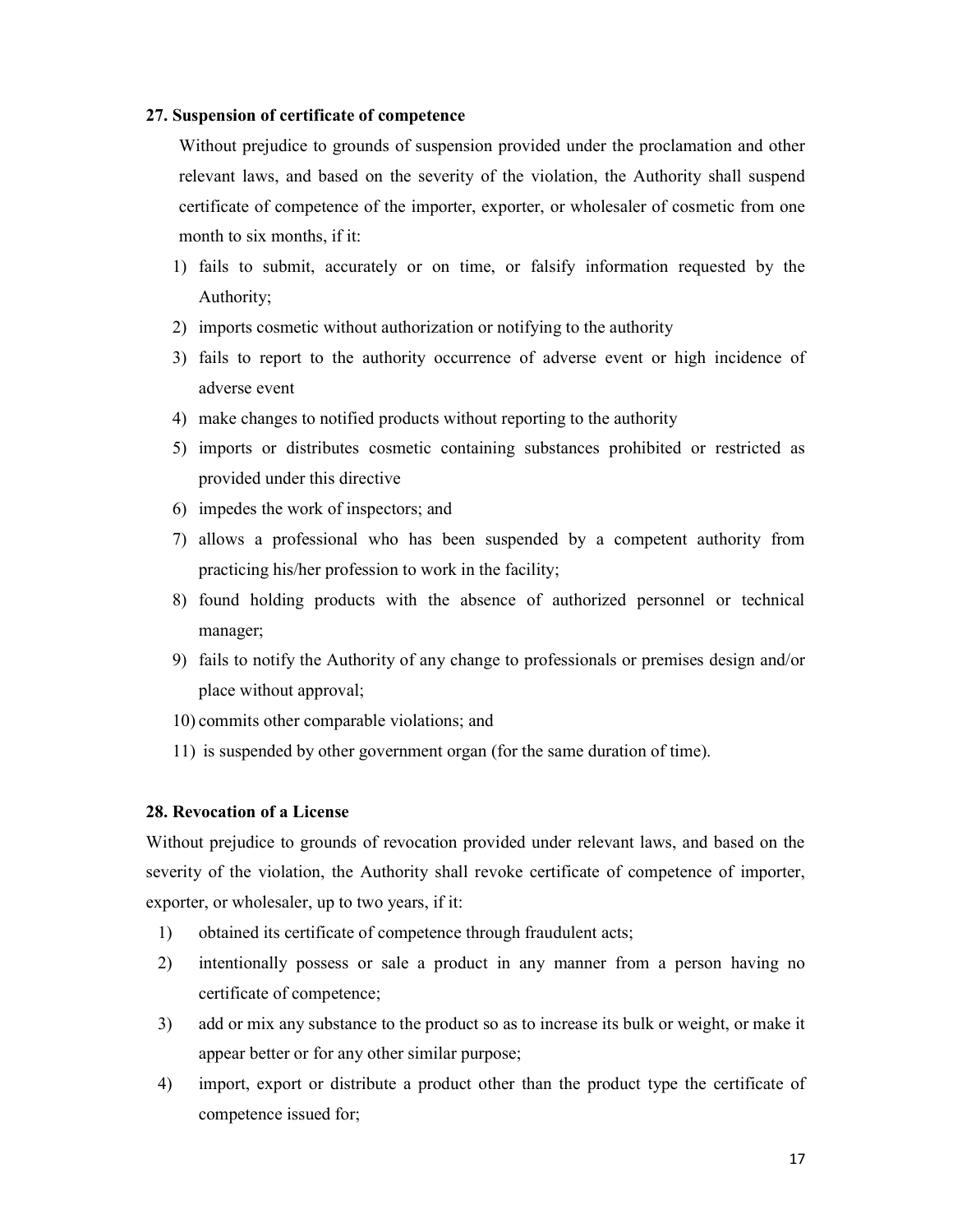**27. Suspension of certificate of competence**

Without prejudice to grounds of suspension provided under the proclamation and other relevant laws, and based on the severity of the violation, the Authority shall suspend certificate of competence of the importer, exporter, or wholesaler of cosmetic from one month to six months, if it:

1) fails to submit, accurately or on time, or falsify information requested by the Authority;
2) imports cosmetic without authorization or notifying to the authority
3) fails to report to the authority occurrence of adverse event or high incidence of adverse event
4) make changes to notified products without reporting to the authority
5) imports or distributes cosmetic containing substances prohibited or restricted as provided under this directive
6) impedes the work of inspectors; and
7) allows a professional who has been suspended by a competent authority from practicing his/her profession to work in the facility;
8) found holding products with the absence of authorized personnel or technical manager;
9) fails to notify the Authority of any change to professionals or premises design and/or place without approval;
10) commits other comparable violations; and
11) is suspended by other government organ (for the same duration of time).

**28. Revocation of a License**

Without prejudice to grounds of revocation provided under relevant laws, and based on the severity of the violation, the Authority shall revoke certificate of competence of importer, exporter, or wholesaler, up to two years, if it:

1) obtained its certificate of competence through fraudulent acts;
2) intentionally possess or sale a product in any manner from a person having no certificate of competence;
3) add or mix any substance to the product so as to increase its bulk or weight, or make it appear better or for any other similar purpose;
4) import, export or distribute a product other than the product type the certificate of competence issued for;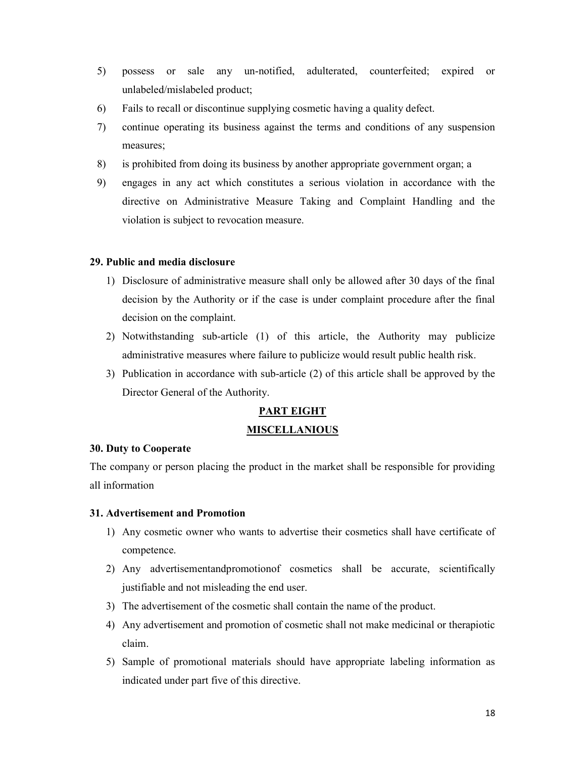5) possess or sale any un-notified, adulterated, counterfeited; expired or unlabeled/mislabeled product;
6) Fails to recall or discontinue supplying cosmetic having a quality defect.
7) continue operating its business against the terms and conditions of any suspension measures;
8) is prohibited from doing its business by another appropriate government organ; a
9) engages in any act which constitutes a serious violation in accordance with the directive on Administrative Measure Taking and Complaint Handling and the violation is subject to revocation measure.

**29. Public and media disclosure**

1) Disclosure of administrative measure shall only be allowed after 30 days of the final decision by the Authority or if the case is under complaint procedure after the final decision on the complaint.
2) Notwithstanding sub-article (1) of this article, the Authority may publicize administrative measures where failure to publicize would result public health risk.
3) Publication in accordance with sub-article (2) of this article shall be approved by the Director General of the Authority.

## PART EIGHT

## MISCELLANIOUS

**30. Duty to Cooperate**

The company or person placing the product in the market shall be responsible for providing all information

**31. Advertisement and Promotion**

1) Any cosmetic owner who wants to advertise their cosmetics shall have certificate of competence.
2) Any advertisementandpromotionof cosmetics shall be accurate, scientifically justifiable and not misleading the end user.
3) The advertisement of the cosmetic shall contain the name of the product.
4) Any advertisement and promotion of cosmetic shall not make medicinal or therapiotic claim.
5) Sample of promotional materials should have appropriate labeling information as indicated under part five of this directive.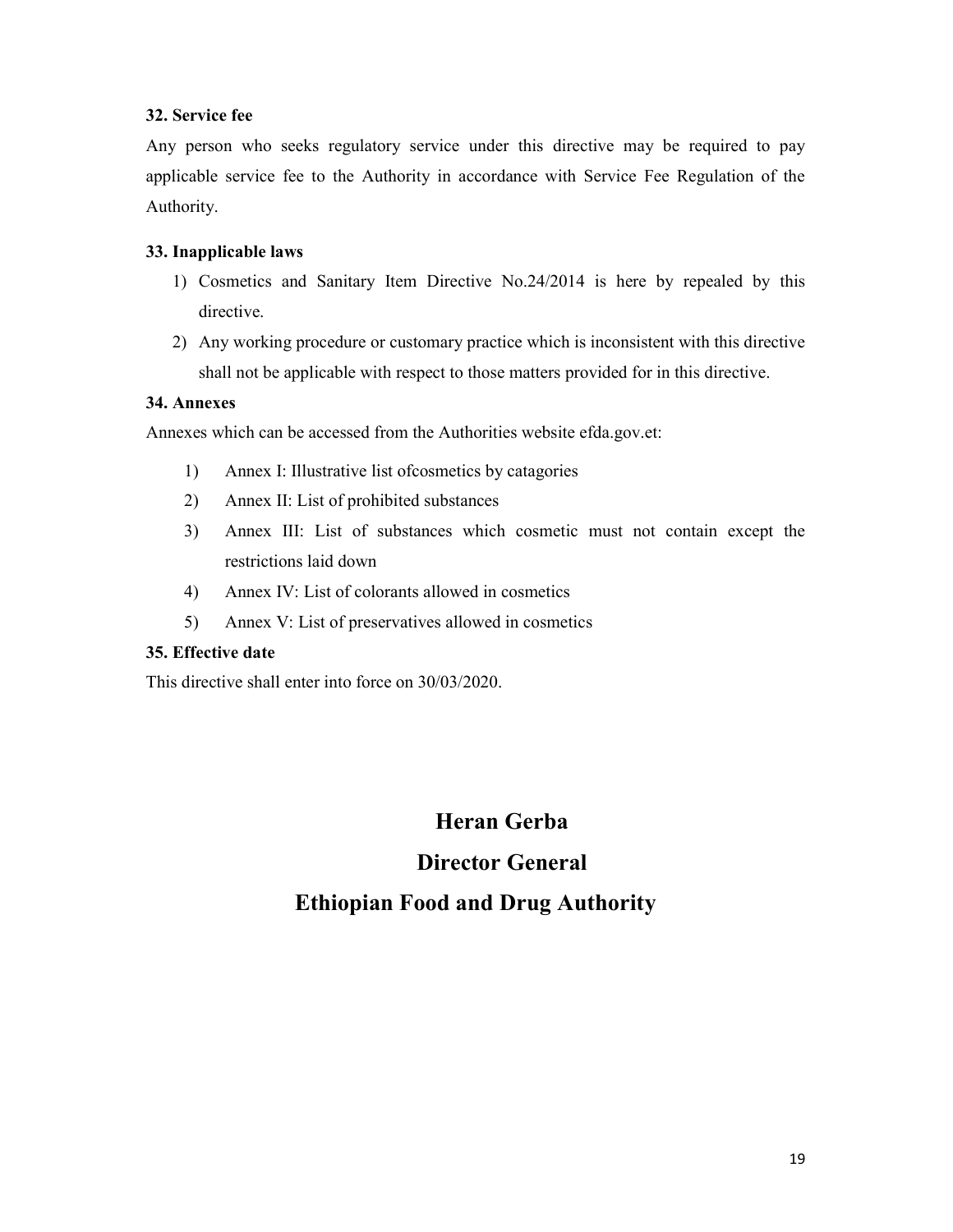### 32. Service fee

Any person who seeks regulatory service under this directive may be required to pay applicable service fee to the Authority in accordance with Service Fee Regulation of the Authority.

### 33. Inapplicable laws

1) Cosmetics and Sanitary Item Directive No.24/2014 is here by repealed by this directive.
2) Any working procedure or customary practice which is inconsistent with this directive shall not be applicable with respect to those matters provided for in this directive.

### 34. Annexes

Annexes which can be accessed from the Authorities website efda.gov.et:

1) Annex I: Illustrative list ofcosmetics by catagories
2) Annex II: List of prohibited substances
3) Annex III: List of substances which cosmetic must not contain except the restrictions laid down
4) Annex IV: List of colorants allowed in cosmetics
5) Annex V: List of preservatives allowed in cosmetics

### 35. Effective date

This directive shall enter into force on 30/03/2020.

**Heran Gerba**

**Director General**

**Ethiopian Food and Drug Authority**